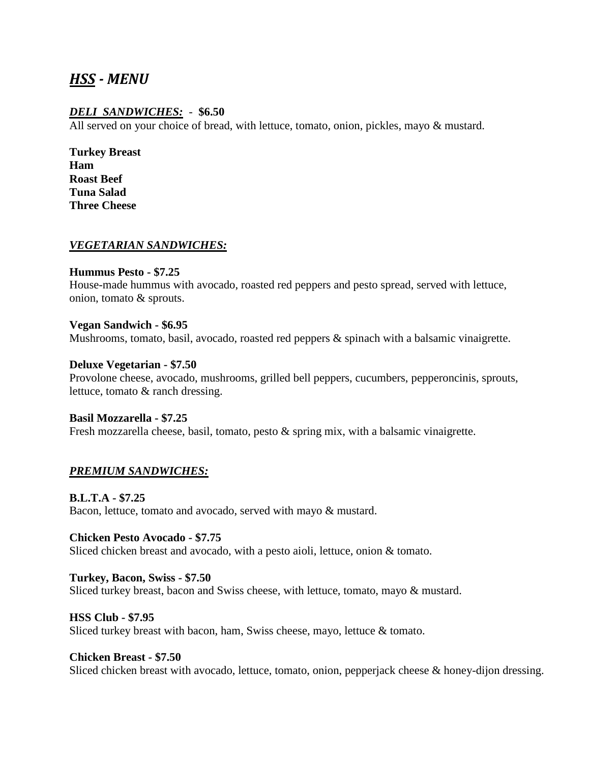# ***HSS - MENU***

***DELI SANDWICHES:*** - **$6.50**
All served on your choice of bread, with lettuce, tomato, onion, pickles, mayo & mustard.

**Turkey Breast**
**Ham**
**Roast Beef**
**Tuna Salad**
**Three Cheese**

## ***VEGETARIAN SANDWICHES:***

**Hummus Pesto - $7.25**
House-made hummus with avocado, roasted red peppers and pesto spread, served with lettuce, onion, tomato & sprouts.

**Vegan Sandwich - $6.95**
Mushrooms, tomato, basil, avocado, roasted red peppers & spinach with a balsamic vinaigrette.

**Deluxe Vegetarian - $7.50**
Provolone cheese, avocado, mushrooms, grilled bell peppers, cucumbers, pepperoncinis, sprouts, lettuce, tomato & ranch dressing.

**Basil Mozzarella - $7.25**
Fresh mozzarella cheese, basil, tomato, pesto & spring mix, with a balsamic vinaigrette.

## ***PREMIUM SANDWICHES:***

**B.L.T.A - $7.25**
Bacon, lettuce, tomato and avocado, served with mayo & mustard.

**Chicken Pesto Avocado - $7.75**
Sliced chicken breast and avocado, with a pesto aioli, lettuce, onion & tomato.

**Turkey, Bacon, Swiss - $7.50**
Sliced turkey breast, bacon and Swiss cheese, with lettuce, tomato, mayo & mustard.

**HSS Club - $7.95**
Sliced turkey breast with bacon, ham, Swiss cheese, mayo, lettuce & tomato.

**Chicken Breast - $7.50**
Sliced chicken breast with avocado, lettuce, tomato, onion, pepperjack cheese & honey-dijon dressing.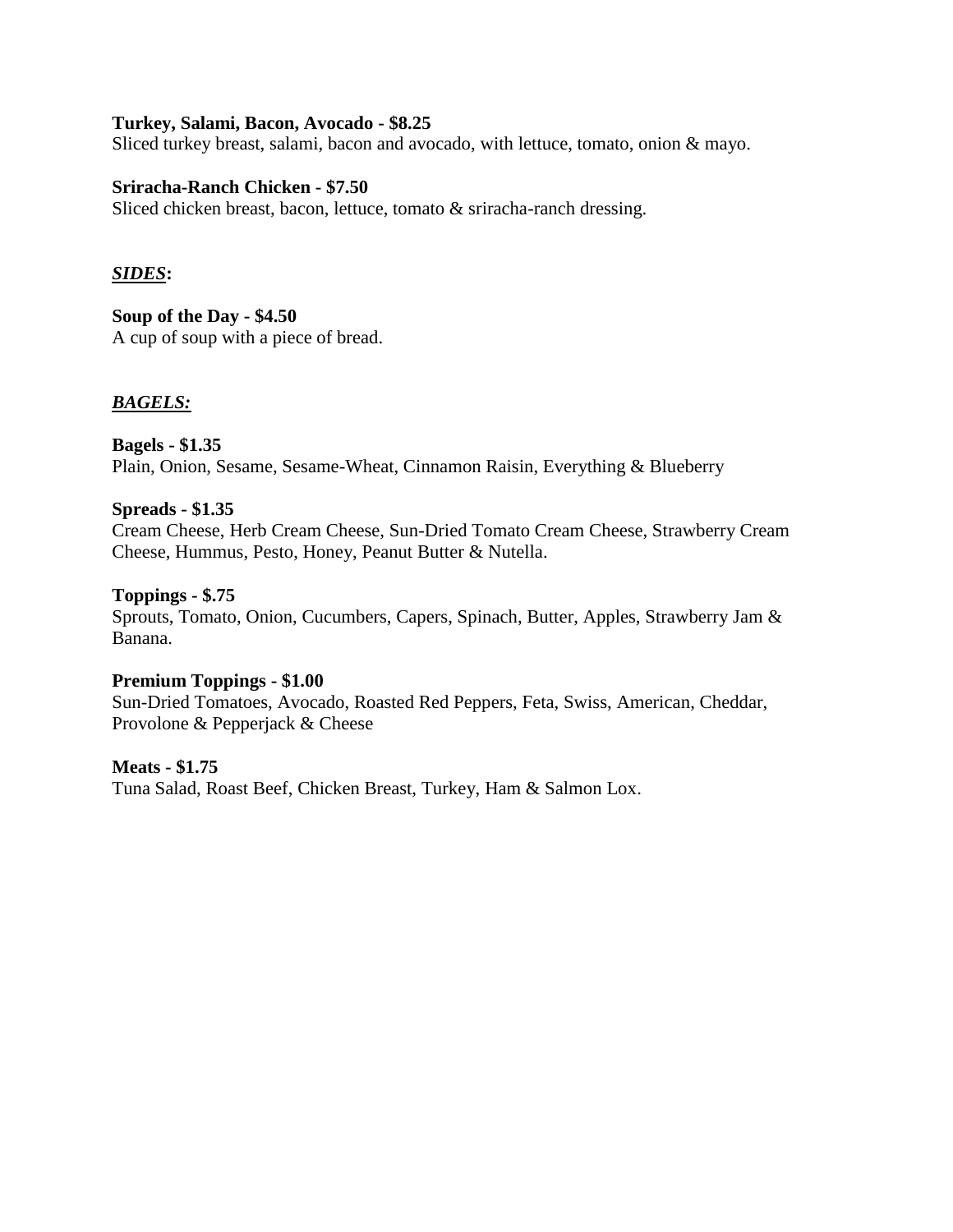**Turkey, Salami, Bacon, Avocado - $8.25**
Sliced turkey breast, salami, bacon and avocado, with lettuce, tomato, onion & mayo.

**Sriracha-Ranch Chicken - $7.50**
Sliced chicken breast, bacon, lettuce, tomato & sriracha-ranch dressing.

***SIDES*:**

**Soup of the Day - $4.50**
A cup of soup with a piece of bread.

***BAGELS:***

**Bagels - $1.35**
Plain, Onion, Sesame, Sesame-Wheat, Cinnamon Raisin, Everything & Blueberry

**Spreads - $1.35**
Cream Cheese, Herb Cream Cheese, Sun-Dried Tomato Cream Cheese, Strawberry Cream Cheese, Hummus, Pesto, Honey, Peanut Butter & Nutella.

**Toppings - $.75**
Sprouts, Tomato, Onion, Cucumbers, Capers, Spinach, Butter, Apples, Strawberry Jam & Banana.

**Premium Toppings - $1.00**
Sun-Dried Tomatoes, Avocado, Roasted Red Peppers, Feta, Swiss, American, Cheddar, Provolone & Pepperjack & Cheese

**Meats - $1.75**
Tuna Salad, Roast Beef, Chicken Breast, Turkey, Ham & Salmon Lox.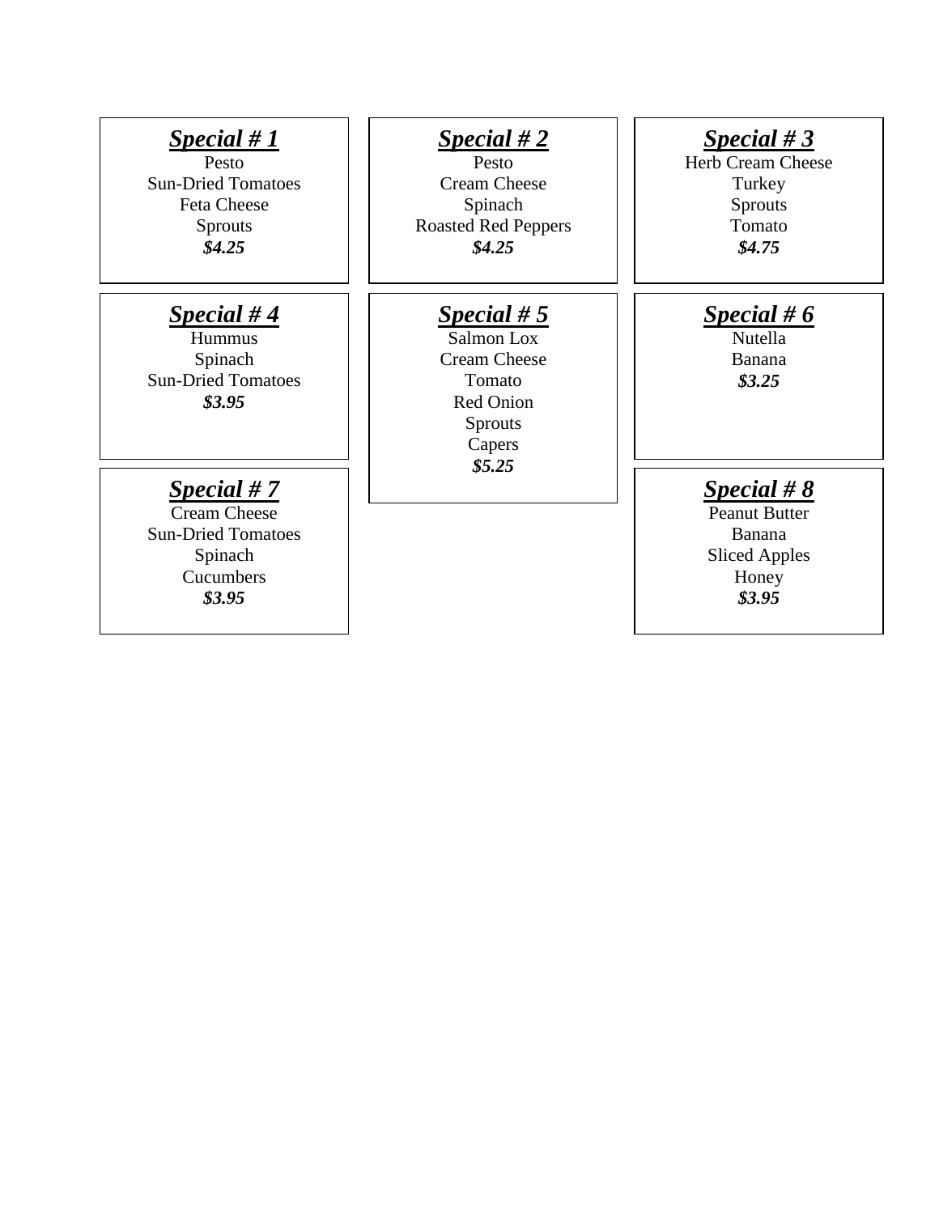***Special # 1***

Pesto
Sun-Dried Tomatoes
Feta Cheese
Sprouts
***$4.25***

***Special # 2***

Pesto
Cream Cheese
Spinach
Roasted Red Peppers
***$4.25***

***Special # 3***

Herb Cream Cheese
Turkey
Sprouts
Tomato
***$4.75***

***Special # 4***

Hummus
Spinach
Sun-Dried Tomatoes
***$3.95***

***Special # 5***

Salmon Lox
Cream Cheese
Tomato
Red Onion
Sprouts
Capers
***$5.25***

***Special # 6***

Nutella
Banana
***$3.25***

***Special # 7***

Cream Cheese
Sun-Dried Tomatoes
Spinach
Cucumbers
***$3.95***

***Special # 8***

Peanut Butter
Banana
Sliced Apples
Honey
***$3.95***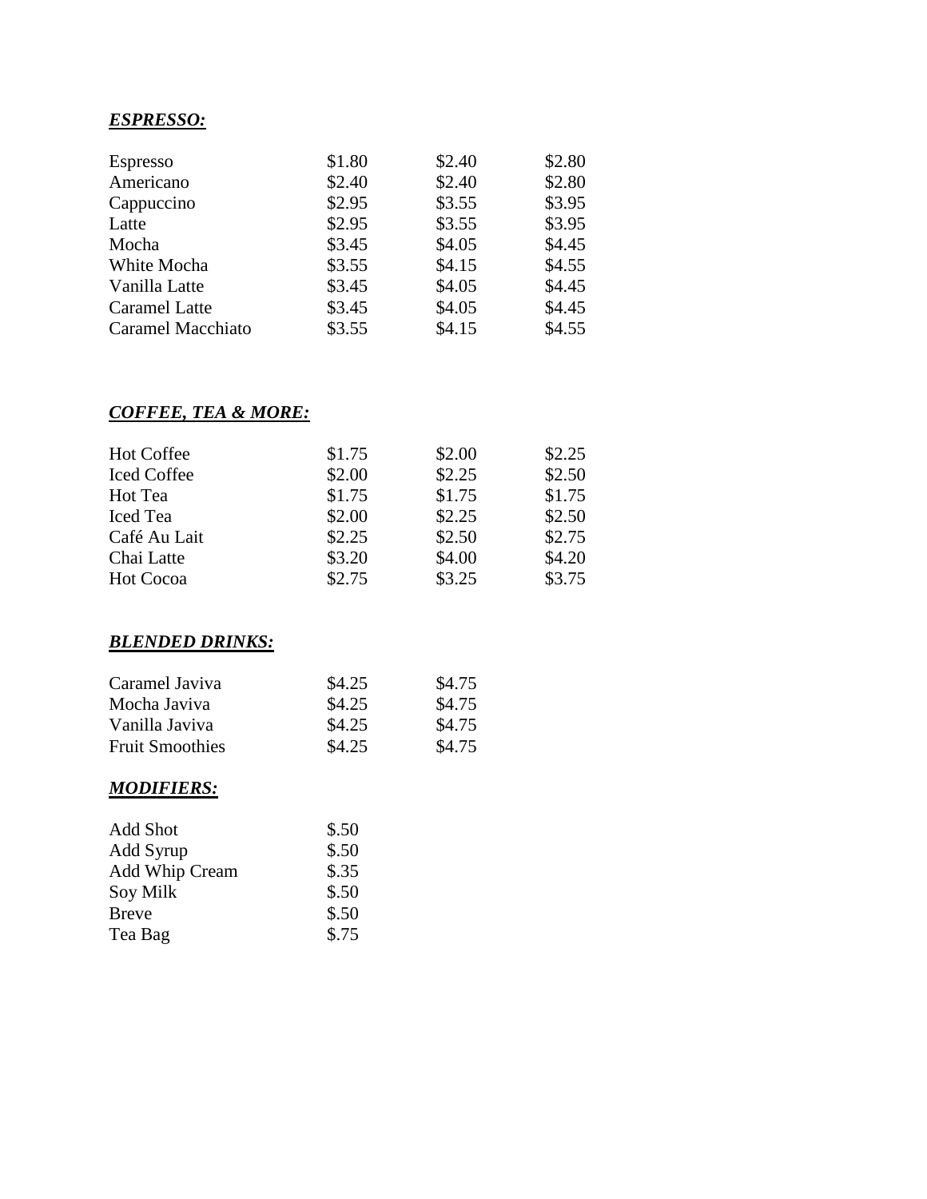***ESPRESSO:***

| | | | |
|---|---|---|---|
| Espresso | $1.80 | $2.40 | $2.80 |
| Americano | $2.40 | $2.40 | $2.80 |
| Cappuccino | $2.95 | $3.55 | $3.95 |
| Latte | $2.95 | $3.55 | $3.95 |
| Mocha | $3.45 | $4.05 | $4.45 |
| White Mocha | $3.55 | $4.15 | $4.55 |
| Vanilla Latte | $3.45 | $4.05 | $4.45 |
| Caramel Latte | $3.45 | $4.05 | $4.45 |
| Caramel Macchiato | $3.55 | $4.15 | $4.55 |

***COFFEE, TEA & MORE:***

| | | | |
|---|---|---|---|
| Hot Coffee | $1.75 | $2.00 | $2.25 |
| Iced Coffee | $2.00 | $2.25 | $2.50 |
| Hot Tea | $1.75 | $1.75 | $1.75 |
| Iced Tea | $2.00 | $2.25 | $2.50 |
| Café Au Lait | $2.25 | $2.50 | $2.75 |
| Chai Latte | $3.20 | $4.00 | $4.20 |
| Hot Cocoa | $2.75 | $3.25 | $3.75 |

***BLENDED DRINKS:***

| | | |
|---|---|---|
| Caramel Javiva | $4.25 | $4.75 |
| Mocha Javiva | $4.25 | $4.75 |
| Vanilla Javiva | $4.25 | $4.75 |
| Fruit Smoothies | $4.25 | $4.75 |

***MODIFIERS:***

| | |
|---|---|
| Add Shot | $.50 |
| Add Syrup | $.50 |
| Add Whip Cream | $.35 |
| Soy Milk | $.50 |
| Breve | $.50 |
| Tea Bag | $.75 |